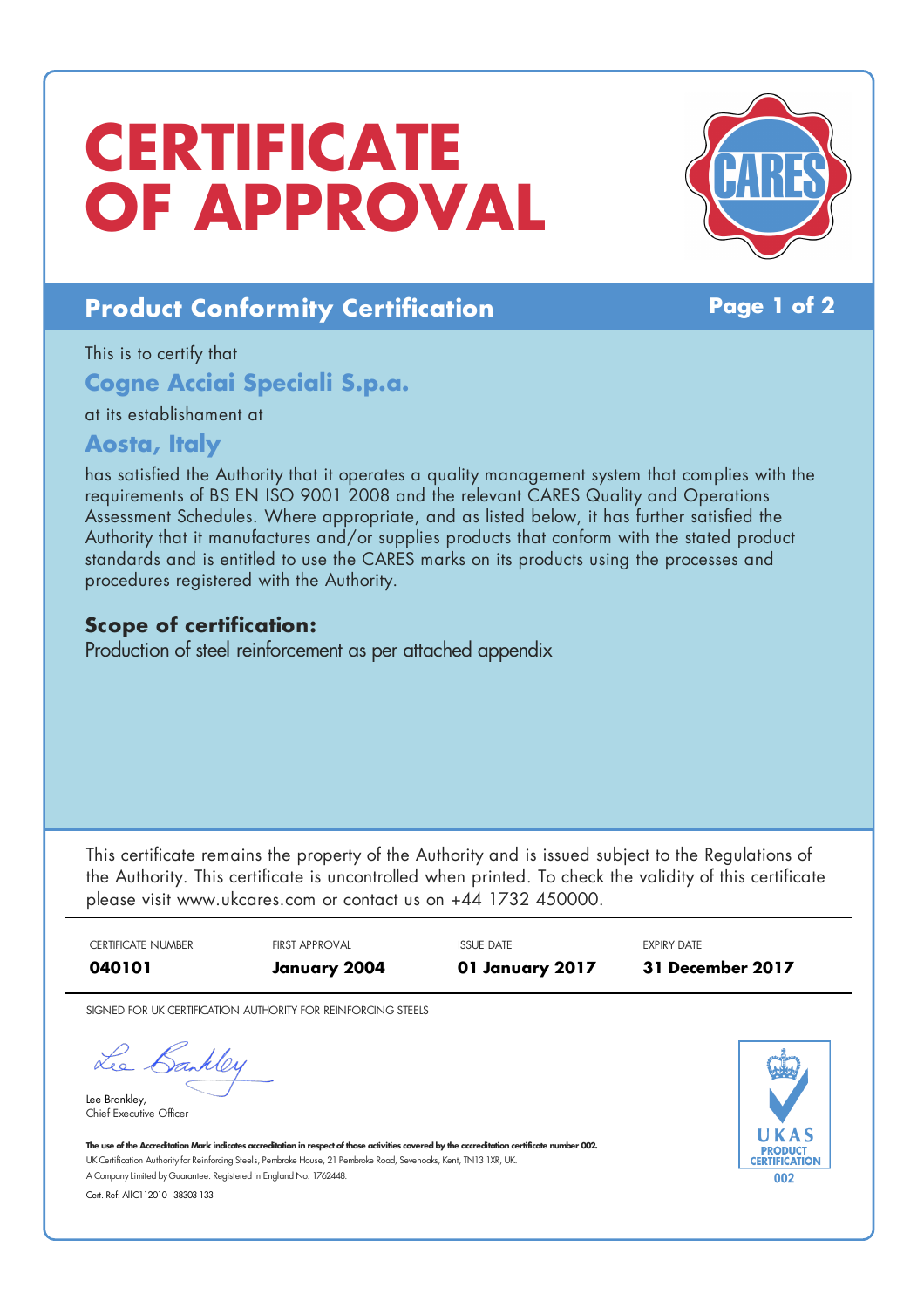# CERTIFICATE OF APPROVAL

## Product Conformity Certification

This is to certify that

**Cogne Acciai Speciali S.p.a.**

at its establishament at

**Aosta, Italy**

has satisfied the Authority that it operates a quality management system that complies with the requirements of BS EN ISO 9001 2008 and the relevant CARES Quality and Operations Assessment Schedules. Where appropriate, and as listed below, it has further satisfied the Authority that it manufactures and/or supplies products that conform with the stated product standards and is entitled to use the CARES marks on its products using the processes and procedures registered with the Authority.

### Scope of certification:

Production of steel reinforcement as per attached appendix

This certificate remains the property of the Authority and is issued subject to the Regulations of the Authority. This certificate is uncontrolled when printed. To check the validity of this certificate please visit www.ukcares.com or contact us on +44 1732 450000.

| CERTIFICATE NUMBER | FIRST APPROVAL | ISSUE DATE | EXPIRY DATE |
|---|---|---|---|
| **040101** | **January 2004** | **01 January 2017** | **31 December 2017** |

SIGNED FOR UK CERTIFICATION AUTHORITY FOR REINFORCING STEELS

Lee Brankley,
Chief Executive Officer

**The use of the Accreditation Mark indicates accreditation in respect of those activities covered by the accreditation certificate number 002.**
UK Certification Authority for Reinforcing Steels, Pembroke House, 21 Pembroke Road, Sevenoaks, Kent, TN13 1XR, UK.
A Company Limited by Guarantee. Registered in England No. 1762448.
Cert. Ref: AIIC112010 38303 133

UKAS PRODUCT CERTIFICATION 002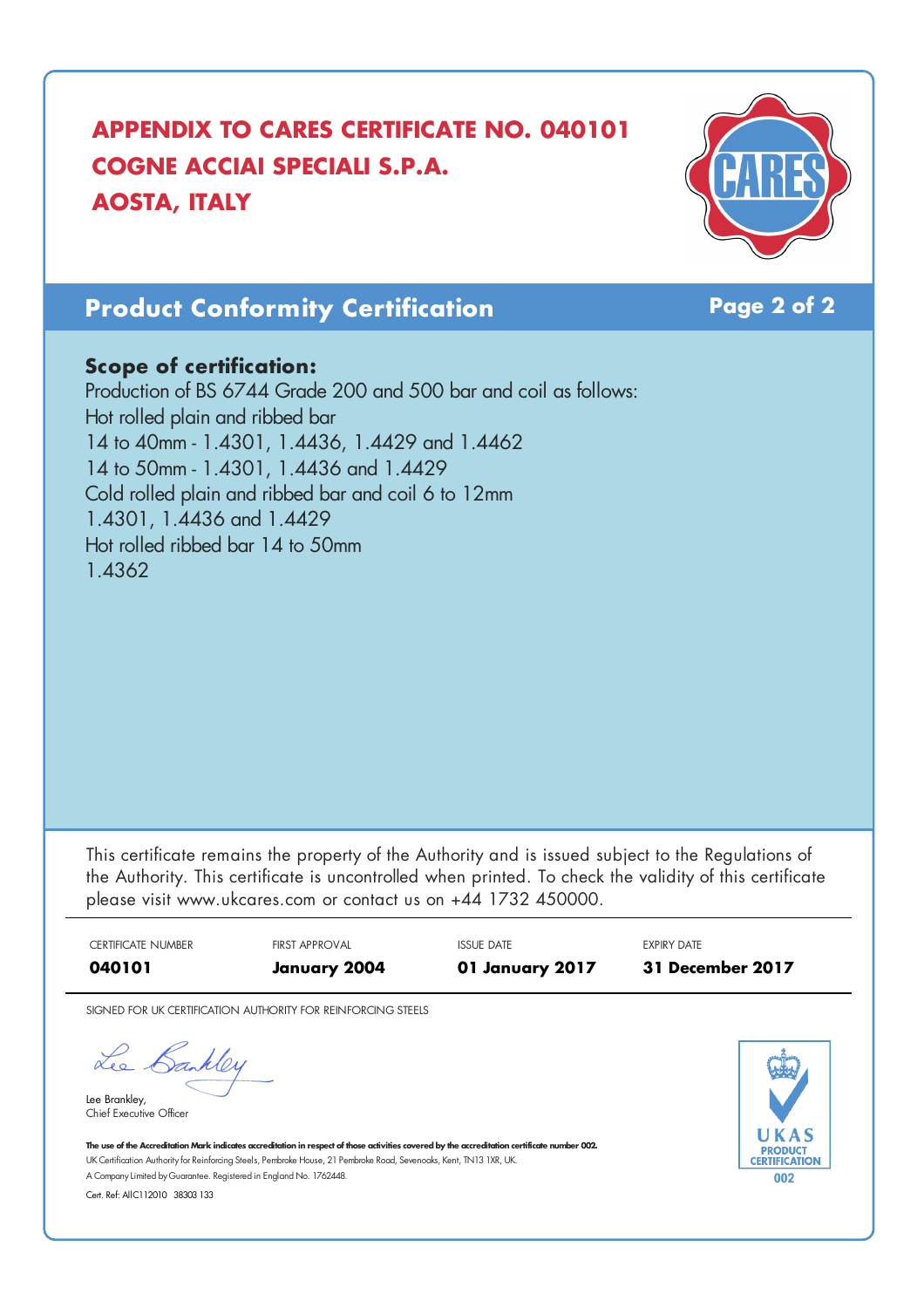# APPENDIX TO CARES CERTIFICATE NO. 040101
# COGNE ACCIAI SPECIALI S.P.A.
# AOSTA, ITALY

## Product Conformity Certification

**Scope of certification:**

Production of BS 6744 Grade 200 and 500 bar and coil as follows:
Hot rolled plain and ribbed bar
14 to 40mm - 1.4301, 1.4436, 1.4429 and 1.4462
14 to 50mm - 1.4301, 1.4436 and 1.4429
Cold rolled plain and ribbed bar and coil 6 to 12mm
1.4301, 1.4436 and 1.4429
Hot rolled ribbed bar 14 to 50mm
1.4362

This certificate remains the property of the Authority and is issued subject to the Regulations of the Authority. This certificate is uncontrolled when printed. To check the validity of this certificate please visit www.ukcares.com or contact us on +44 1732 450000.

| CERTIFICATE NUMBER | FIRST APPROVAL | ISSUE DATE | EXPIRY DATE |
|---|---|---|---|
| **040101** | **January 2004** | **01 January 2017** | **31 December 2017** |

SIGNED FOR UK CERTIFICATION AUTHORITY FOR REINFORCING STEELS

Lee Brankley,
Chief Executive Officer

**The use of the Accreditation Mark indicates accreditation in respect of those activities covered by the accreditation certificate number 002.**
UK Certification Authority for Reinforcing Steels, Pembroke House, 21 Pembroke Road, Sevenoaks, Kent, TN13 1XR, UK.
A Company Limited by Guarantee. Registered in England No. 1762448.
Cert. Ref: AIIC112010 38303 133

UKAS PRODUCT CERTIFICATION 002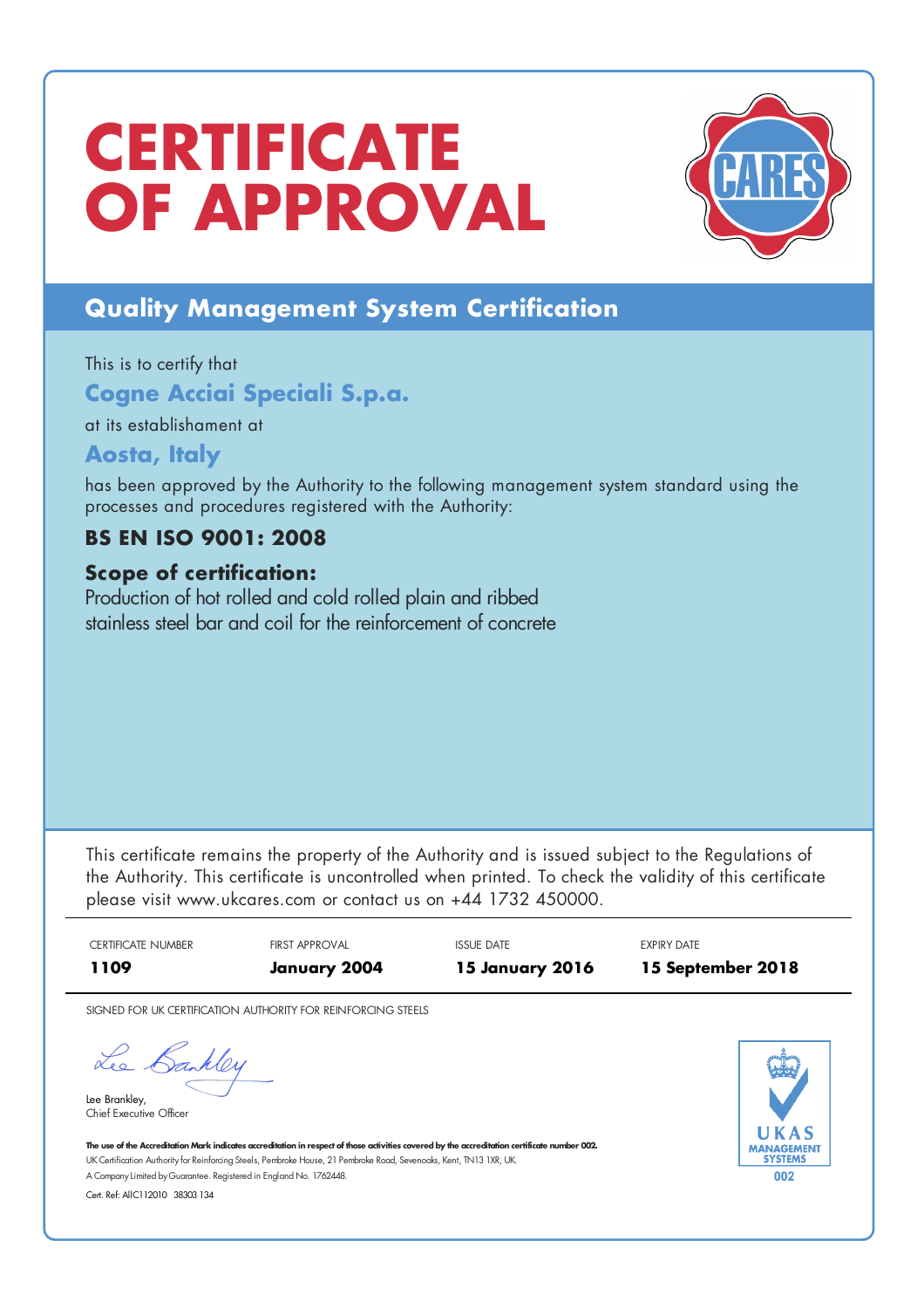# CERTIFICATE OF APPROVAL

CARES

## Quality Management System Certification

This is to certify that

**Cogne Acciai Speciali S.p.a.**

at its establishament at

**Aosta, Italy**

has been approved by the Authority to the following management system standard using the processes and procedures registered with the Authority:

**BS EN ISO 9001: 2008**

**Scope of certification:**
Production of hot rolled and cold rolled plain and ribbed stainless steel bar and coil for the reinforcement of concrete

This certificate remains the property of the Authority and is issued subject to the Regulations of the Authority. This certificate is uncontrolled when printed. To check the validity of this certificate please visit www.ukcares.com or contact us on +44 1732 450000.

| CERTIFICATE NUMBER | FIRST APPROVAL | ISSUE DATE | EXPIRY DATE |
|---|---|---|---|
| **1109** | **January 2004** | **15 January 2016** | **15 September 2018** |

SIGNED FOR UK CERTIFICATION AUTHORITY FOR REINFORCING STEELS

Lee Brankley,
Chief Executive Officer

**The use of the Accreditation Mark indicates accreditation in respect of those activities covered by the accreditation certificate number 002.**
UK Certification Authority for Reinforcing Steels, Pembroke House, 21 Pembroke Road, Sevenoaks, Kent, TN13 1XR, UK.
A Company Limited by Guarantee. Registered in England No. 1762448.

Cert. Ref: AIIC112010 38303 134

UKAS MANAGEMENT SYSTEMS 002